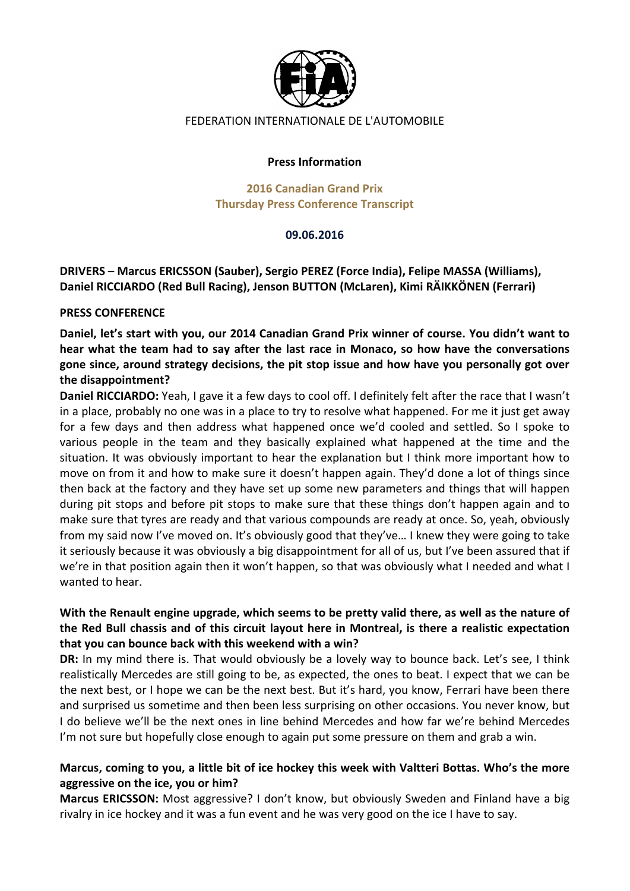FEDERATION INTERNATIONALE DE L'AUTOMOBILE

**Press Information**

**2016 Canadian Grand Prix**
**Thursday Press Conference Transcript**

**09.06.2016**

**DRIVERS – Marcus ERICSSON (Sauber), Sergio PEREZ (Force India), Felipe MASSA (Williams), Daniel RICCIARDO (Red Bull Racing), Jenson BUTTON (McLaren), Kimi RÄIKKÖNEN (Ferrari)**

**PRESS CONFERENCE**

**Daniel, let's start with you, our 2014 Canadian Grand Prix winner of course. You didn't want to hear what the team had to say after the last race in Monaco, so how have the conversations gone since, around strategy decisions, the pit stop issue and how have you personally got over the disappointment?**

**Daniel RICCIARDO:** Yeah, I gave it a few days to cool off. I definitely felt after the race that I wasn't in a place, probably no one was in a place to try to resolve what happened. For me it just get away for a few days and then address what happened once we'd cooled and settled. So I spoke to various people in the team and they basically explained what happened at the time and the situation. It was obviously important to hear the explanation but I think more important how to move on from it and how to make sure it doesn't happen again. They'd done a lot of things since then back at the factory and they have set up some new parameters and things that will happen during pit stops and before pit stops to make sure that these things don't happen again and to make sure that tyres are ready and that various compounds are ready at once. So, yeah, obviously from my said now I've moved on. It's obviously good that they've… I knew they were going to take it seriously because it was obviously a big disappointment for all of us, but I've been assured that if we're in that position again then it won't happen, so that was obviously what I needed and what I wanted to hear.

**With the Renault engine upgrade, which seems to be pretty valid there, as well as the nature of the Red Bull chassis and of this circuit layout here in Montreal, is there a realistic expectation that you can bounce back with this weekend with a win?**

**DR:** In my mind there is. That would obviously be a lovely way to bounce back. Let's see, I think realistically Mercedes are still going to be, as expected, the ones to beat. I expect that we can be the next best, or I hope we can be the next best. But it's hard, you know, Ferrari have been there and surprised us sometime and then been less surprising on other occasions. You never know, but I do believe we'll be the next ones in line behind Mercedes and how far we're behind Mercedes I'm not sure but hopefully close enough to again put some pressure on them and grab a win.

**Marcus, coming to you, a little bit of ice hockey this week with Valtteri Bottas. Who's the more aggressive on the ice, you or him?**

**Marcus ERICSSON:** Most aggressive? I don't know, but obviously Sweden and Finland have a big rivalry in ice hockey and it was a fun event and he was very good on the ice I have to say.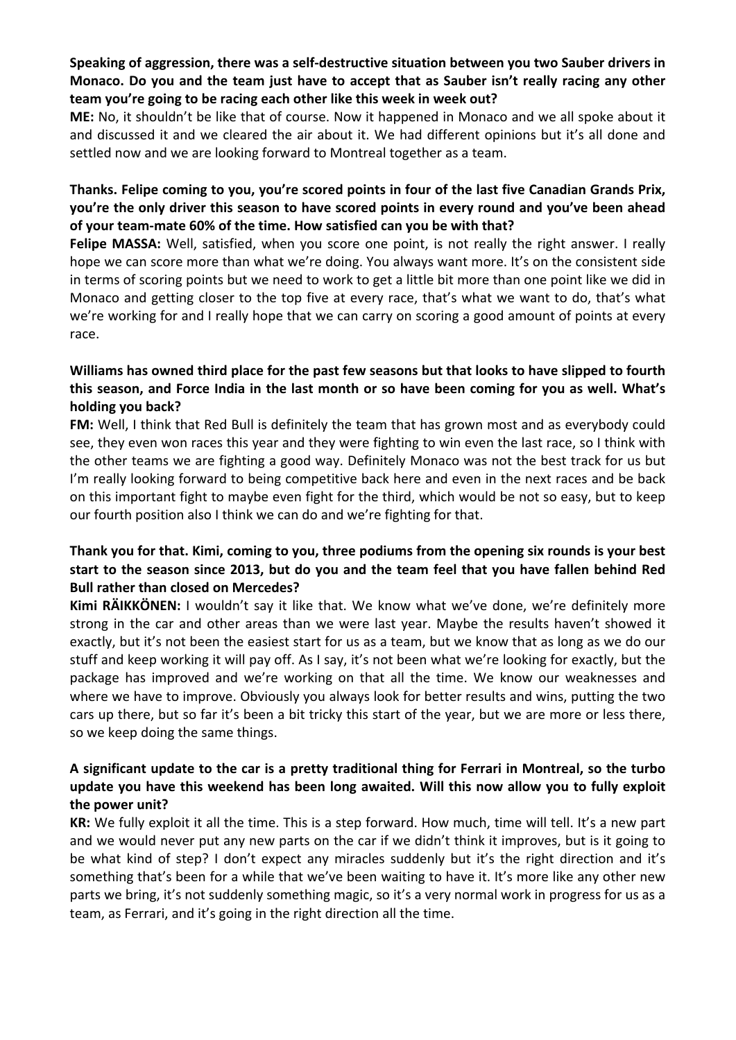**Speaking of aggression, there was a self-destructive situation between you two Sauber drivers in Monaco. Do you and the team just have to accept that as Sauber isn't really racing any other team you're going to be racing each other like this week in week out?**

**ME:** No, it shouldn't be like that of course. Now it happened in Monaco and we all spoke about it and discussed it and we cleared the air about it. We had different opinions but it's all done and settled now and we are looking forward to Montreal together as a team.

**Thanks. Felipe coming to you, you're scored points in four of the last five Canadian Grands Prix, you're the only driver this season to have scored points in every round and you've been ahead of your team-mate 60% of the time. How satisfied can you be with that?**

**Felipe MASSA:** Well, satisfied, when you score one point, is not really the right answer. I really hope we can score more than what we're doing. You always want more. It's on the consistent side in terms of scoring points but we need to work to get a little bit more than one point like we did in Monaco and getting closer to the top five at every race, that's what we want to do, that's what we're working for and I really hope that we can carry on scoring a good amount of points at every race.

**Williams has owned third place for the past few seasons but that looks to have slipped to fourth this season, and Force India in the last month or so have been coming for you as well. What's holding you back?**

**FM:** Well, I think that Red Bull is definitely the team that has grown most and as everybody could see, they even won races this year and they were fighting to win even the last race, so I think with the other teams we are fighting a good way. Definitely Monaco was not the best track for us but I'm really looking forward to being competitive back here and even in the next races and be back on this important fight to maybe even fight for the third, which would be not so easy, but to keep our fourth position also I think we can do and we're fighting for that.

**Thank you for that. Kimi, coming to you, three podiums from the opening six rounds is your best start to the season since 2013, but do you and the team feel that you have fallen behind Red Bull rather than closed on Mercedes?**

**Kimi RÄIKKÖNEN:** I wouldn't say it like that. We know what we've done, we're definitely more strong in the car and other areas than we were last year. Maybe the results haven't showed it exactly, but it's not been the easiest start for us as a team, but we know that as long as we do our stuff and keep working it will pay off. As I say, it's not been what we're looking for exactly, but the package has improved and we're working on that all the time. We know our weaknesses and where we have to improve. Obviously you always look for better results and wins, putting the two cars up there, but so far it's been a bit tricky this start of the year, but we are more or less there, so we keep doing the same things.

**A significant update to the car is a pretty traditional thing for Ferrari in Montreal, so the turbo update you have this weekend has been long awaited. Will this now allow you to fully exploit the power unit?**

**KR:** We fully exploit it all the time. This is a step forward. How much, time will tell. It's a new part and we would never put any new parts on the car if we didn't think it improves, but is it going to be what kind of step? I don't expect any miracles suddenly but it's the right direction and it's something that's been for a while that we've been waiting to have it. It's more like any other new parts we bring, it's not suddenly something magic, so it's a very normal work in progress for us as a team, as Ferrari, and it's going in the right direction all the time.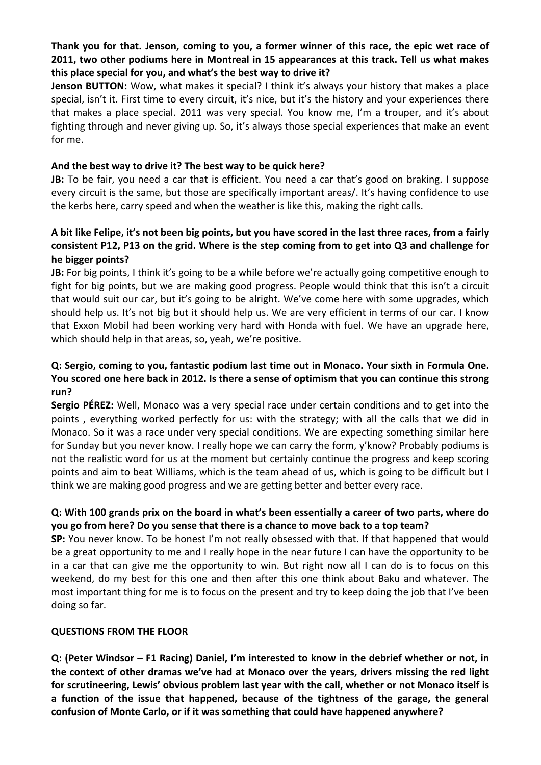**Thank you for that. Jenson, coming to you, a former winner of this race, the epic wet race of 2011, two other podiums here in Montreal in 15 appearances at this track. Tell us what makes this place special for you, and what's the best way to drive it?**

**Jenson BUTTON:** Wow, what makes it special? I think it's always your history that makes a place special, isn't it. First time to every circuit, it's nice, but it's the history and your experiences there that makes a place special. 2011 was very special. You know me, I'm a trouper, and it's about fighting through and never giving up. So, it's always those special experiences that make an event for me.

**And the best way to drive it? The best way to be quick here?**

**JB:** To be fair, you need a car that is efficient. You need a car that's good on braking. I suppose every circuit is the same, but those are specifically important areas/. It's having confidence to use the kerbs here, carry speed and when the weather is like this, making the right calls.

**A bit like Felipe, it's not been big points, but you have scored in the last three races, from a fairly consistent P12, P13 on the grid. Where is the step coming from to get into Q3 and challenge for he bigger points?**

**JB:** For big points, I think it's going to be a while before we're actually going competitive enough to fight for big points, but we are making good progress. People would think that this isn't a circuit that would suit our car, but it's going to be alright. We've come here with some upgrades, which should help us. It's not big but it should help us. We are very efficient in terms of our car. I know that Exxon Mobil had been working very hard with Honda with fuel. We have an upgrade here, which should help in that areas, so, yeah, we're positive.

**Q: Sergio, coming to you, fantastic podium last time out in Monaco. Your sixth in Formula One. You scored one here back in 2012. Is there a sense of optimism that you can continue this strong run?**

**Sergio PÉREZ:** Well, Monaco was a very special race under certain conditions and to get into the points , everything worked perfectly for us: with the strategy; with all the calls that we did in Monaco. So it was a race under very special conditions. We are expecting something similar here for Sunday but you never know. I really hope we can carry the form, y'know? Probably podiums is not the realistic word for us at the moment but certainly continue the progress and keep scoring points and aim to beat Williams, which is the team ahead of us, which is going to be difficult but I think we are making good progress and we are getting better and better every race.

**Q: With 100 grands prix on the board in what's been essentially a career of two parts, where do you go from here? Do you sense that there is a chance to move back to a top team?**

**SP:** You never know. To be honest I'm not really obsessed with that. If that happened that would be a great opportunity to me and I really hope in the near future I can have the opportunity to be in a car that can give me the opportunity to win. But right now all I can do is to focus on this weekend, do my best for this one and then after this one think about Baku and whatever. The most important thing for me is to focus on the present and try to keep doing the job that I've been doing so far.

**QUESTIONS FROM THE FLOOR**

**Q: (Peter Windsor – F1 Racing) Daniel, I'm interested to know in the debrief whether or not, in the context of other dramas we've had at Monaco over the years, drivers missing the red light for scrutineering, Lewis' obvious problem last year with the call, whether or not Monaco itself is a function of the issue that happened, because of the tightness of the garage, the general confusion of Monte Carlo, or if it was something that could have happened anywhere?**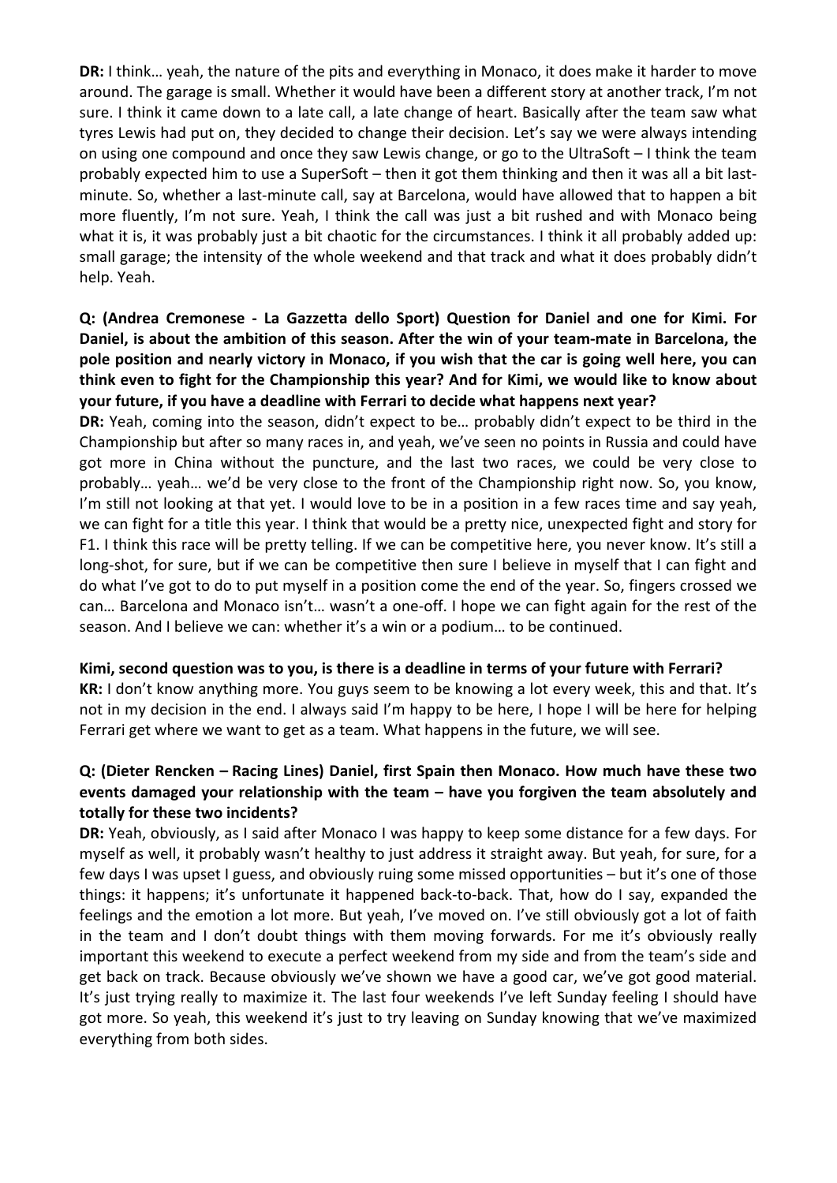**DR:** I think… yeah, the nature of the pits and everything in Monaco, it does make it harder to move around. The garage is small. Whether it would have been a different story at another track, I'm not sure. I think it came down to a late call, a late change of heart. Basically after the team saw what tyres Lewis had put on, they decided to change their decision. Let's say we were always intending on using one compound and once they saw Lewis change, or go to the UltraSoft – I think the team probably expected him to use a SuperSoft – then it got them thinking and then it was all a bit last-minute. So, whether a last-minute call, say at Barcelona, would have allowed that to happen a bit more fluently, I'm not sure. Yeah, I think the call was just a bit rushed and with Monaco being what it is, it was probably just a bit chaotic for the circumstances. I think it all probably added up: small garage; the intensity of the whole weekend and that track and what it does probably didn't help. Yeah.

**Q: (Andrea Cremonese - La Gazzetta dello Sport) Question for Daniel and one for Kimi. For Daniel, is about the ambition of this season. After the win of your team-mate in Barcelona, the pole position and nearly victory in Monaco, if you wish that the car is going well here, you can think even to fight for the Championship this year? And for Kimi, we would like to know about your future, if you have a deadline with Ferrari to decide what happens next year?**

**DR:** Yeah, coming into the season, didn't expect to be… probably didn't expect to be third in the Championship but after so many races in, and yeah, we've seen no points in Russia and could have got more in China without the puncture, and the last two races, we could be very close to probably… yeah… we'd be very close to the front of the Championship right now. So, you know, I'm still not looking at that yet. I would love to be in a position in a few races time and say yeah, we can fight for a title this year. I think that would be a pretty nice, unexpected fight and story for F1. I think this race will be pretty telling. If we can be competitive here, you never know. It's still a long-shot, for sure, but if we can be competitive then sure I believe in myself that I can fight and do what I've got to do to put myself in a position come the end of the year. So, fingers crossed we can… Barcelona and Monaco isn't… wasn't a one-off. I hope we can fight again for the rest of the season. And I believe we can: whether it's a win or a podium… to be continued.

**Kimi, second question was to you, is there is a deadline in terms of your future with Ferrari?**

**KR:** I don't know anything more. You guys seem to be knowing a lot every week, this and that. It's not in my decision in the end. I always said I'm happy to be here, I hope I will be here for helping Ferrari get where we want to get as a team. What happens in the future, we will see.

**Q: (Dieter Rencken – Racing Lines) Daniel, first Spain then Monaco. How much have these two events damaged your relationship with the team – have you forgiven the team absolutely and totally for these two incidents?**

**DR:** Yeah, obviously, as I said after Monaco I was happy to keep some distance for a few days. For myself as well, it probably wasn't healthy to just address it straight away. But yeah, for sure, for a few days I was upset I guess, and obviously ruing some missed opportunities – but it's one of those things: it happens; it's unfortunate it happened back-to-back. That, how do I say, expanded the feelings and the emotion a lot more. But yeah, I've moved on. I've still obviously got a lot of faith in the team and I don't doubt things with them moving forwards. For me it's obviously really important this weekend to execute a perfect weekend from my side and from the team's side and get back on track. Because obviously we've shown we have a good car, we've got good material. It's just trying really to maximize it. The last four weekends I've left Sunday feeling I should have got more. So yeah, this weekend it's just to try leaving on Sunday knowing that we've maximized everything from both sides.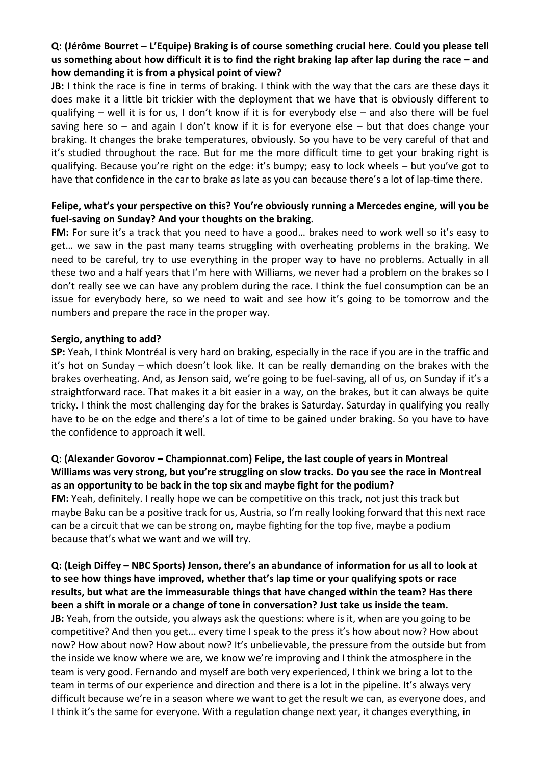**Q: (Jérôme Bourret – L'Equipe) Braking is of course something crucial here. Could you please tell us something about how difficult it is to find the right braking lap after lap during the race – and how demanding it is from a physical point of view?**

**JB:** I think the race is fine in terms of braking. I think with the way that the cars are these days it does make it a little bit trickier with the deployment that we have that is obviously different to qualifying – well it is for us, I don't know if it is for everybody else – and also there will be fuel saving here so – and again I don't know if it is for everyone else – but that does change your braking. It changes the brake temperatures, obviously. So you have to be very careful of that and it's studied throughout the race. But for me the more difficult time to get your braking right is qualifying. Because you're right on the edge: it's bumpy; easy to lock wheels – but you've got to have that confidence in the car to brake as late as you can because there's a lot of lap-time there.

**Felipe, what's your perspective on this? You're obviously running a Mercedes engine, will you be fuel-saving on Sunday? And your thoughts on the braking.**

**FM:** For sure it's a track that you need to have a good… brakes need to work well so it's easy to get… we saw in the past many teams struggling with overheating problems in the braking. We need to be careful, try to use everything in the proper way to have no problems. Actually in all these two and a half years that I'm here with Williams, we never had a problem on the brakes so I don't really see we can have any problem during the race. I think the fuel consumption can be an issue for everybody here, so we need to wait and see how it's going to be tomorrow and the numbers and prepare the race in the proper way.

**Sergio, anything to add?**

**SP:** Yeah, I think Montréal is very hard on braking, especially in the race if you are in the traffic and it's hot on Sunday – which doesn't look like. It can be really demanding on the brakes with the brakes overheating. And, as Jenson said, we're going to be fuel-saving, all of us, on Sunday if it's a straightforward race. That makes it a bit easier in a way, on the brakes, but it can always be quite tricky. I think the most challenging day for the brakes is Saturday. Saturday in qualifying you really have to be on the edge and there's a lot of time to be gained under braking. So you have to have the confidence to approach it well.

**Q: (Alexander Govorov – Championnat.com) Felipe, the last couple of years in Montreal Williams was very strong, but you're struggling on slow tracks. Do you see the race in Montreal as an opportunity to be back in the top six and maybe fight for the podium?**

**FM:** Yeah, definitely. I really hope we can be competitive on this track, not just this track but maybe Baku can be a positive track for us, Austria, so I'm really looking forward that this next race can be a circuit that we can be strong on, maybe fighting for the top five, maybe a podium because that's what we want and we will try.

**Q: (Leigh Diffey – NBC Sports) Jenson, there's an abundance of information for us all to look at to see how things have improved, whether that's lap time or your qualifying spots or race results, but what are the immeasurable things that have changed within the team? Has there been a shift in morale or a change of tone in conversation? Just take us inside the team.**

**JB:** Yeah, from the outside, you always ask the questions: where is it, when are you going to be competitive? And then you get... every time I speak to the press it's how about now? How about now? How about now? How about now? It's unbelievable, the pressure from the outside but from the inside we know where we are, we know we're improving and I think the atmosphere in the team is very good. Fernando and myself are both very experienced, I think we bring a lot to the team in terms of our experience and direction and there is a lot in the pipeline. It's always very difficult because we're in a season where we want to get the result we can, as everyone does, and I think it's the same for everyone. With a regulation change next year, it changes everything, in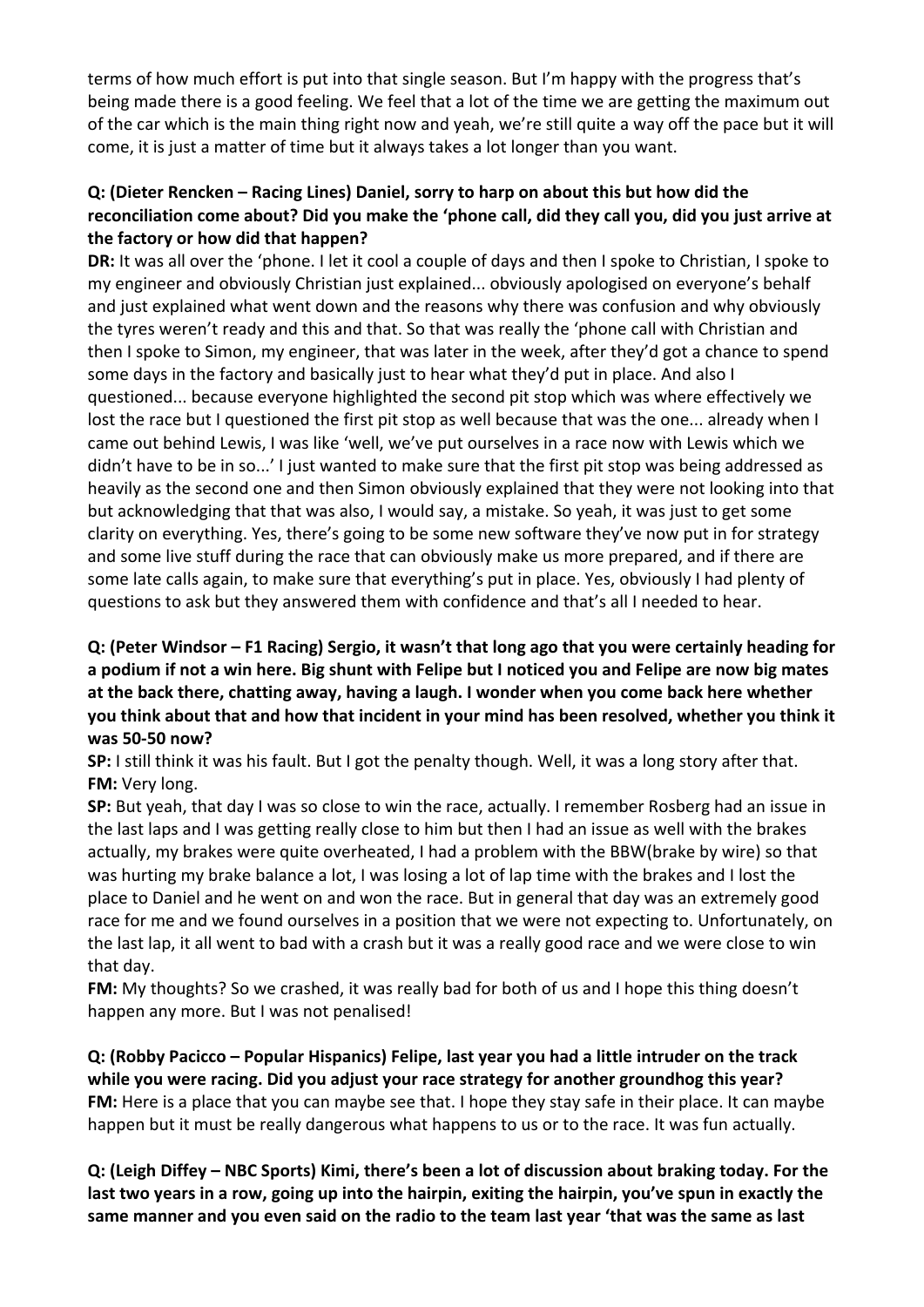terms of how much effort is put into that single season. But I'm happy with the progress that's being made there is a good feeling. We feel that a lot of the time we are getting the maximum out of the car which is the main thing right now and yeah, we're still quite a way off the pace but it will come, it is just a matter of time but it always takes a lot longer than you want.

**Q: (Dieter Rencken – Racing Lines) Daniel, sorry to harp on about this but how did the reconciliation come about? Did you make the 'phone call, did they call you, did you just arrive at the factory or how did that happen?**

**DR:** It was all over the 'phone. I let it cool a couple of days and then I spoke to Christian, I spoke to my engineer and obviously Christian just explained... obviously apologised on everyone's behalf and just explained what went down and the reasons why there was confusion and why obviously the tyres weren't ready and this and that. So that was really the 'phone call with Christian and then I spoke to Simon, my engineer, that was later in the week, after they'd got a chance to spend some days in the factory and basically just to hear what they'd put in place. And also I questioned... because everyone highlighted the second pit stop which was where effectively we lost the race but I questioned the first pit stop as well because that was the one... already when I came out behind Lewis, I was like 'well, we've put ourselves in a race now with Lewis which we didn't have to be in so...' I just wanted to make sure that the first pit stop was being addressed as heavily as the second one and then Simon obviously explained that they were not looking into that but acknowledging that that was also, I would say, a mistake. So yeah, it was just to get some clarity on everything. Yes, there's going to be some new software they've now put in for strategy and some live stuff during the race that can obviously make us more prepared, and if there are some late calls again, to make sure that everything's put in place. Yes, obviously I had plenty of questions to ask but they answered them with confidence and that's all I needed to hear.

**Q: (Peter Windsor – F1 Racing) Sergio, it wasn't that long ago that you were certainly heading for a podium if not a win here. Big shunt with Felipe but I noticed you and Felipe are now big mates at the back there, chatting away, having a laugh. I wonder when you come back here whether you think about that and how that incident in your mind has been resolved, whether you think it was 50-50 now?**

**SP:** I still think it was his fault. But I got the penalty though. Well, it was a long story after that.

**FM:** Very long.

**SP:** But yeah, that day I was so close to win the race, actually. I remember Rosberg had an issue in the last laps and I was getting really close to him but then I had an issue as well with the brakes actually, my brakes were quite overheated, I had a problem with the BBW(brake by wire) so that was hurting my brake balance a lot, I was losing a lot of lap time with the brakes and I lost the place to Daniel and he went on and won the race. But in general that day was an extremely good race for me and we found ourselves in a position that we were not expecting to. Unfortunately, on the last lap, it all went to bad with a crash but it was a really good race and we were close to win that day.

**FM:** My thoughts? So we crashed, it was really bad for both of us and I hope this thing doesn't happen any more. But I was not penalised!

**Q: (Robby Pacicco – Popular Hispanics) Felipe, last year you had a little intruder on the track while you were racing. Did you adjust your race strategy for another groundhog this year?**

**FM:** Here is a place that you can maybe see that. I hope they stay safe in their place. It can maybe happen but it must be really dangerous what happens to us or to the race. It was fun actually.

**Q: (Leigh Diffey – NBC Sports) Kimi, there's been a lot of discussion about braking today. For the last two years in a row, going up into the hairpin, exiting the hairpin, you've spun in exactly the same manner and you even said on the radio to the team last year 'that was the same as last**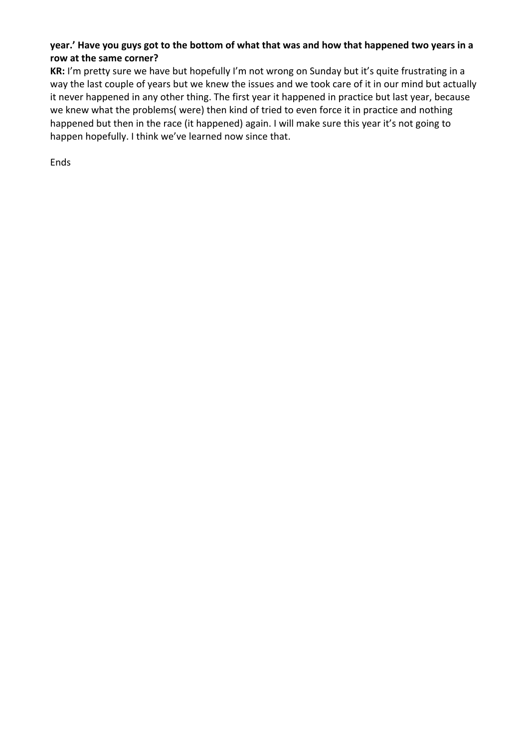**year.' Have you guys got to the bottom of what that was and how that happened two years in a row at the same corner?**

**KR:** I'm pretty sure we have but hopefully I'm not wrong on Sunday but it's quite frustrating in a way the last couple of years but we knew the issues and we took care of it in our mind but actually it never happened in any other thing. The first year it happened in practice but last year, because we knew what the problems( were) then kind of tried to even force it in practice and nothing happened but then in the race (it happened) again. I will make sure this year it's not going to happen hopefully. I think we've learned now since that.

Ends